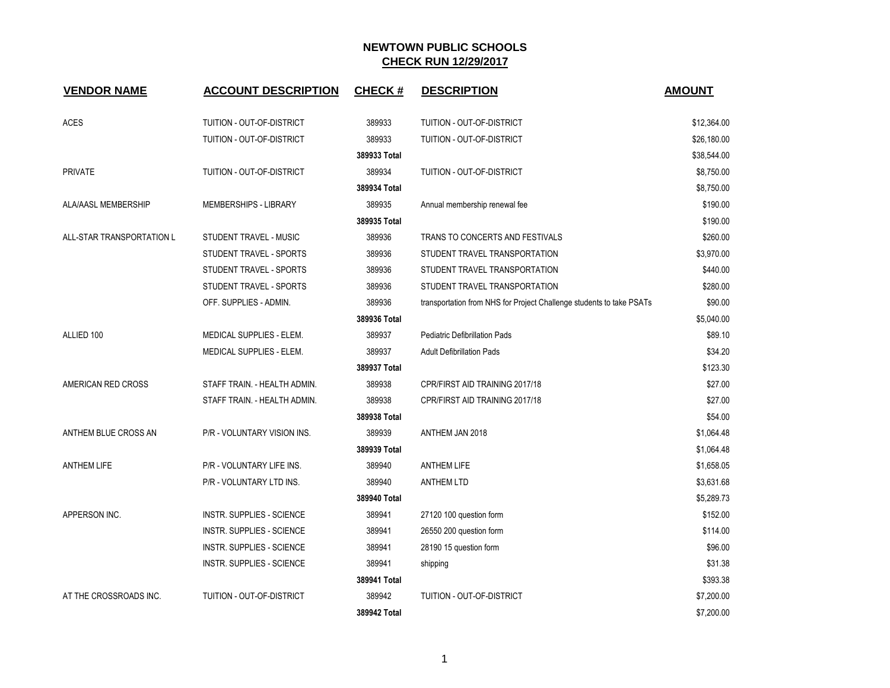# NEWTOWN PUBLIC SCHOOLS

## CHECK RUN 12/29/2017

| VENDOR NAME | ACCOUNT DESCRIPTION | CHECK # | DESCRIPTION | AMOUNT |
|---|---|---|---|---|
| ACES | TUITION - OUT-OF-DISTRICT | 389933 | TUITION - OUT-OF-DISTRICT | $12,364.00 |
| | TUITION - OUT-OF-DISTRICT | 389933 | TUITION - OUT-OF-DISTRICT | $26,180.00 |
| | | **389933 Total** | | $38,544.00 |
| PRIVATE | TUITION - OUT-OF-DISTRICT | 389934 | TUITION - OUT-OF-DISTRICT | $8,750.00 |
| | | **389934 Total** | | $8,750.00 |
| ALA/AASL MEMBERSHIP | MEMBERSHIPS - LIBRARY | 389935 | Annual membership renewal fee | $190.00 |
| | | **389935 Total** | | $190.00 |
| ALL-STAR TRANSPORTATION L | STUDENT TRAVEL - MUSIC | 389936 | TRANS TO CONCERTS AND FESTIVALS | $260.00 |
| | STUDENT TRAVEL - SPORTS | 389936 | STUDENT TRAVEL TRANSPORTATION | $3,970.00 |
| | STUDENT TRAVEL - SPORTS | 389936 | STUDENT TRAVEL TRANSPORTATION | $440.00 |
| | STUDENT TRAVEL - SPORTS | 389936 | STUDENT TRAVEL TRANSPORTATION | $280.00 |
| | OFF. SUPPLIES - ADMIN. | 389936 | transportation from NHS for Project Challenge students to take PSATs | $90.00 |
| | | **389936 Total** | | $5,040.00 |
| ALLIED 100 | MEDICAL SUPPLIES - ELEM. | 389937 | Pediatric Defibrillation Pads | $89.10 |
| | MEDICAL SUPPLIES - ELEM. | 389937 | Adult Defibrillation Pads | $34.20 |
| | | **389937 Total** | | $123.30 |
| AMERICAN RED CROSS | STAFF TRAIN. - HEALTH ADMIN. | 389938 | CPR/FIRST AID TRAINING 2017/18 | $27.00 |
| | STAFF TRAIN. - HEALTH ADMIN. | 389938 | CPR/FIRST AID TRAINING 2017/18 | $27.00 |
| | | **389938 Total** | | $54.00 |
| ANTHEM BLUE CROSS AN | P/R - VOLUNTARY VISION INS. | 389939 | ANTHEM JAN 2018 | $1,064.48 |
| | | **389939 Total** | | $1,064.48 |
| ANTHEM LIFE | P/R - VOLUNTARY LIFE INS. | 389940 | ANTHEM LIFE | $1,658.05 |
| | P/R - VOLUNTARY LTD INS. | 389940 | ANTHEM LTD | $3,631.68 |
| | | **389940 Total** | | $5,289.73 |
| APPERSON INC. | INSTR. SUPPLIES - SCIENCE | 389941 | 27120 100 question form | $152.00 |
| | INSTR. SUPPLIES - SCIENCE | 389941 | 26550 200 question form | $114.00 |
| | INSTR. SUPPLIES - SCIENCE | 389941 | 28190 15 question form | $96.00 |
| | INSTR. SUPPLIES - SCIENCE | 389941 | shipping | $31.38 |
| | | **389941 Total** | | $393.38 |
| AT THE CROSSROADS INC. | TUITION - OUT-OF-DISTRICT | 389942 | TUITION - OUT-OF-DISTRICT | $7,200.00 |
| | | **389942 Total** | | $7,200.00 |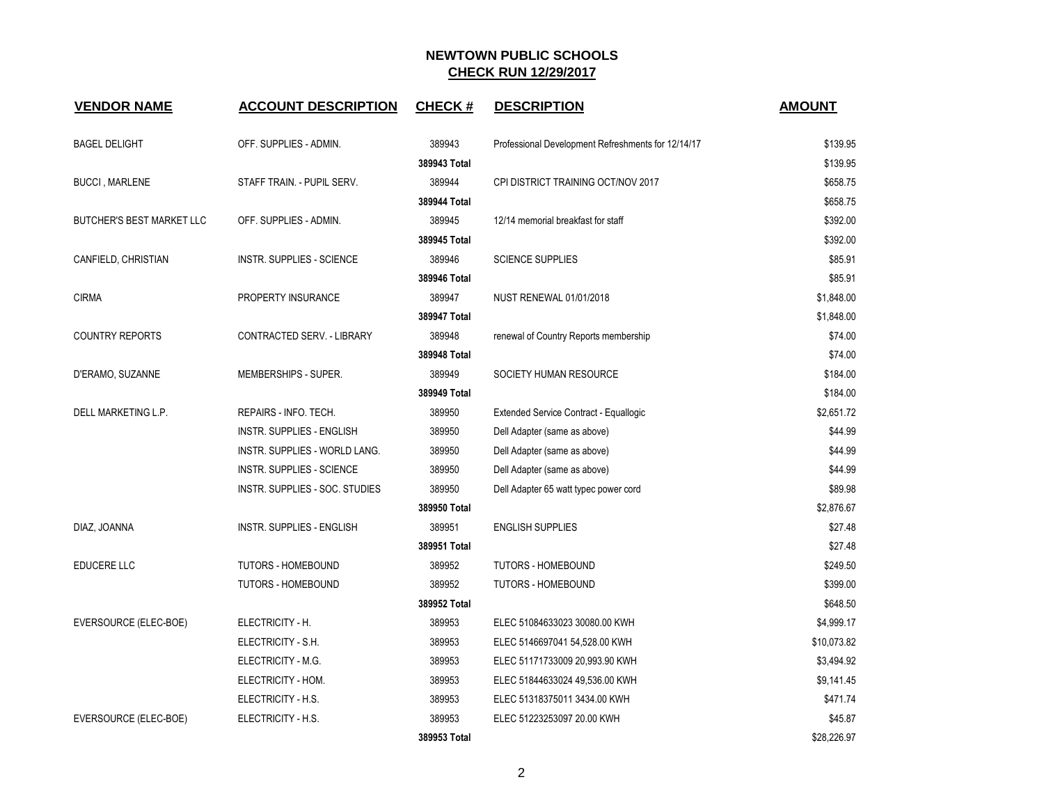# NEWTOWN PUBLIC SCHOOLS

## CHECK RUN 12/29/2017

| VENDOR NAME | ACCOUNT DESCRIPTION | CHECK # | DESCRIPTION | AMOUNT |
|---|---|---|---|---|
| BAGEL DELIGHT | OFF. SUPPLIES - ADMIN. | 389943 | Professional Development Refreshments for 12/14/17 | $139.95 |
| | | 389943 Total | | $139.95 |
| BUCCI , MARLENE | STAFF TRAIN. - PUPIL SERV. | 389944 | CPI DISTRICT TRAINING OCT/NOV 2017 | $658.75 |
| | | 389944 Total | | $658.75 |
| BUTCHER'S BEST MARKET LLC | OFF. SUPPLIES - ADMIN. | 389945 | 12/14 memorial breakfast for staff | $392.00 |
| | | 389945 Total | | $392.00 |
| CANFIELD, CHRISTIAN | INSTR. SUPPLIES - SCIENCE | 389946 | SCIENCE SUPPLIES | $85.91 |
| | | 389946 Total | | $85.91 |
| CIRMA | PROPERTY INSURANCE | 389947 | NUST RENEWAL 01/01/2018 | $1,848.00 |
| | | 389947 Total | | $1,848.00 |
| COUNTRY REPORTS | CONTRACTED SERV. - LIBRARY | 389948 | renewal of Country Reports membership | $74.00 |
| | | 389948 Total | | $74.00 |
| D'ERAMO, SUZANNE | MEMBERSHIPS - SUPER. | 389949 | SOCIETY HUMAN RESOURCE | $184.00 |
| | | 389949 Total | | $184.00 |
| DELL MARKETING L.P. | REPAIRS - INFO. TECH. | 389950 | Extended Service Contract - Equallogic | $2,651.72 |
| | INSTR. SUPPLIES - ENGLISH | 389950 | Dell Adapter (same as above) | $44.99 |
| | INSTR. SUPPLIES - WORLD LANG. | 389950 | Dell Adapter (same as above) | $44.99 |
| | INSTR. SUPPLIES - SCIENCE | 389950 | Dell Adapter (same as above) | $44.99 |
| | INSTR. SUPPLIES - SOC. STUDIES | 389950 | Dell Adapter 65 watt typec power cord | $89.98 |
| | | 389950 Total | | $2,876.67 |
| DIAZ, JOANNA | INSTR. SUPPLIES - ENGLISH | 389951 | ENGLISH SUPPLIES | $27.48 |
| | | 389951 Total | | $27.48 |
| EDUCERE LLC | TUTORS - HOMEBOUND | 389952 | TUTORS - HOMEBOUND | $249.50 |
| | TUTORS - HOMEBOUND | 389952 | TUTORS - HOMEBOUND | $399.00 |
| | | 389952 Total | | $648.50 |
| EVERSOURCE (ELEC-BOE) | ELECTRICITY - H. | 389953 | ELEC 51084633023 30080.00 KWH | $4,999.17 |
| | ELECTRICITY - S.H. | 389953 | ELEC 5146697041 54,528.00 KWH | $10,073.82 |
| | ELECTRICITY - M.G. | 389953 | ELEC 51171733009 20,993.90 KWH | $3,494.92 |
| | ELECTRICITY - HOM. | 389953 | ELEC 51844633024 49,536.00 KWH | $9,141.45 |
| | ELECTRICITY - H.S. | 389953 | ELEC 51318375011 3434.00 KWH | $471.74 |
| EVERSOURCE (ELEC-BOE) | ELECTRICITY - H.S. | 389953 | ELEC 51223253097 20.00 KWH | $45.87 |
| | | 389953 Total | | $28,226.97 |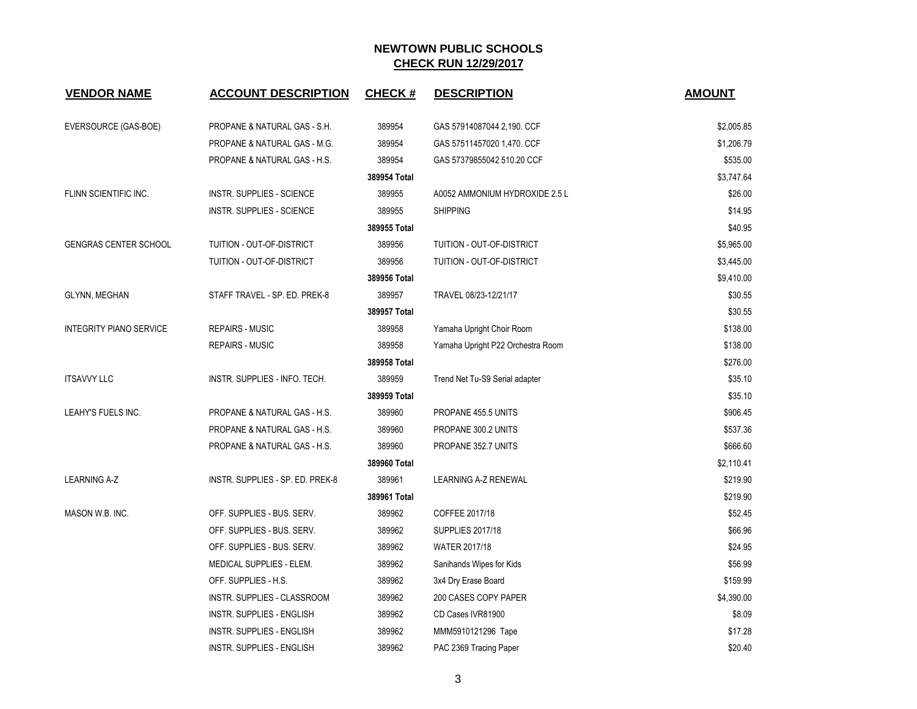# NEWTOWN PUBLIC SCHOOLS

## CHECK RUN 12/29/2017

| VENDOR NAME | ACCOUNT DESCRIPTION | CHECK # | DESCRIPTION | AMOUNT |
|---|---|---|---|---|
| EVERSOURCE (GAS-BOE) | PROPANE & NATURAL GAS - S.H. | 389954 | GAS 57914087044 2,190. CCF | $2,005.85 |
| | PROPANE & NATURAL GAS - M.G. | 389954 | GAS 57511457020 1,470. CCF | $1,206.79 |
| | PROPANE & NATURAL GAS - H.S. | 389954 | GAS 57379855042 510.20 CCF | $535.00 |
| | | 389954 Total | | $3,747.64 |
| FLINN SCIENTIFIC INC. | INSTR. SUPPLIES - SCIENCE | 389955 | A0052 AMMONIUM HYDROXIDE 2.5 L | $26.00 |
| | INSTR. SUPPLIES - SCIENCE | 389955 | SHIPPING | $14.95 |
| | | 389955 Total | | $40.95 |
| GENGRAS CENTER SCHOOL | TUITION - OUT-OF-DISTRICT | 389956 | TUITION - OUT-OF-DISTRICT | $5,965.00 |
| | TUITION - OUT-OF-DISTRICT | 389956 | TUITION - OUT-OF-DISTRICT | $3,445.00 |
| | | 389956 Total | | $9,410.00 |
| GLYNN, MEGHAN | STAFF TRAVEL - SP. ED. PREK-8 | 389957 | TRAVEL 08/23-12/21/17 | $30.55 |
| | | 389957 Total | | $30.55 |
| INTEGRITY PIANO SERVICE | REPAIRS - MUSIC | 389958 | Yamaha Upright Choir Room | $138.00 |
| | REPAIRS - MUSIC | 389958 | Yamaha Upright P22 Orchestra Room | $138.00 |
| | | 389958 Total | | $276.00 |
| ITSAVVY LLC | INSTR. SUPPLIES - INFO. TECH. | 389959 | Trend Net Tu-S9 Serial adapter | $35.10 |
| | | 389959 Total | | $35.10 |
| LEAHY'S FUELS INC. | PROPANE & NATURAL GAS - H.S. | 389960 | PROPANE 455.5 UNITS | $906.45 |
| | PROPANE & NATURAL GAS - H.S. | 389960 | PROPANE 300.2 UNITS | $537.36 |
| | PROPANE & NATURAL GAS - H.S. | 389960 | PROPANE 352.7 UNITS | $666.60 |
| | | 389960 Total | | $2,110.41 |
| LEARNING A-Z | INSTR. SUPPLIES - SP. ED. PREK-8 | 389961 | LEARNING A-Z RENEWAL | $219.90 |
| | | 389961 Total | | $219.90 |
| MASON W.B. INC. | OFF. SUPPLIES - BUS. SERV. | 389962 | COFFEE 2017/18 | $52.45 |
| | OFF. SUPPLIES - BUS. SERV. | 389962 | SUPPLIES 2017/18 | $66.96 |
| | OFF. SUPPLIES - BUS. SERV. | 389962 | WATER 2017/18 | $24.95 |
| | MEDICAL SUPPLIES - ELEM. | 389962 | Sanihands Wipes for Kids | $56.99 |
| | OFF. SUPPLIES - H.S. | 389962 | 3x4 Dry Erase Board | $159.99 |
| | INSTR. SUPPLIES - CLASSROOM | 389962 | 200 CASES COPY PAPER | $4,390.00 |
| | INSTR. SUPPLIES - ENGLISH | 389962 | CD Cases IVR81900 | $8.09 |
| | INSTR. SUPPLIES - ENGLISH | 389962 | MMM5910121296 Tape | $17.28 |
| | INSTR. SUPPLIES - ENGLISH | 389962 | PAC 2369 Tracing Paper | $20.40 |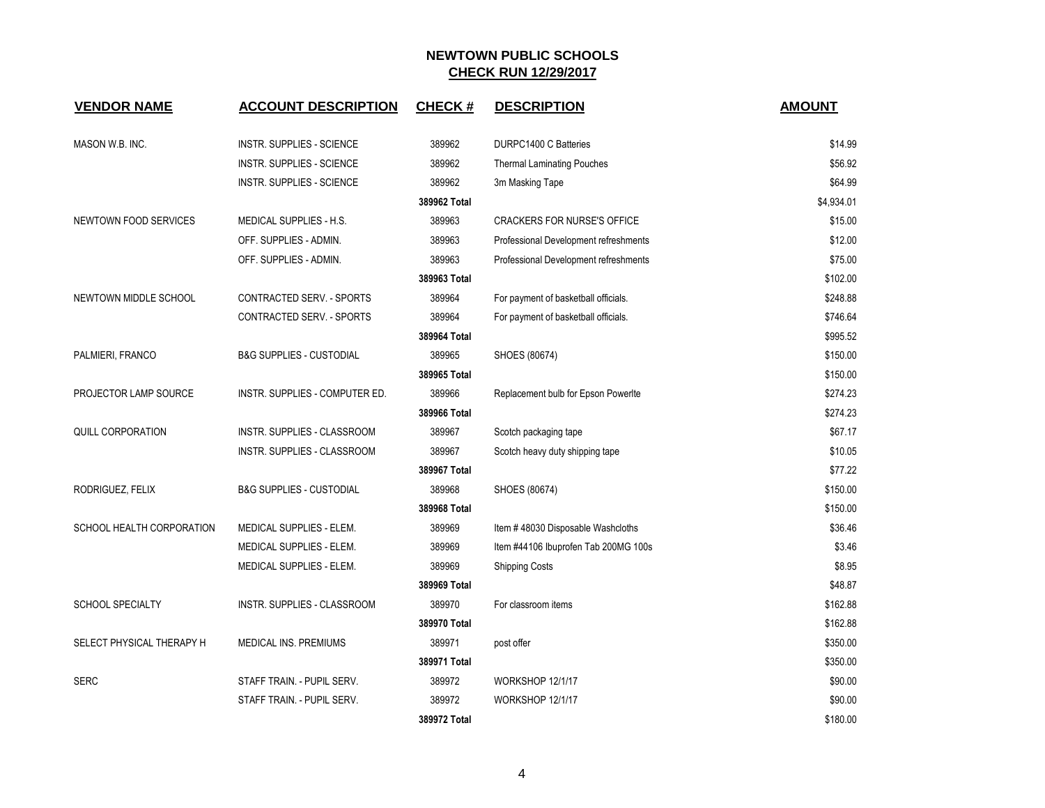# NEWTOWN PUBLIC SCHOOLS

## CHECK RUN 12/29/2017

| VENDOR NAME | ACCOUNT DESCRIPTION | CHECK # | DESCRIPTION | AMOUNT |
|---|---|---|---|---|
| MASON W.B. INC. | INSTR. SUPPLIES - SCIENCE | 389962 | DURPC1400 C Batteries | $14.99 |
| | INSTR. SUPPLIES - SCIENCE | 389962 | Thermal Laminating Pouches | $56.92 |
| | INSTR. SUPPLIES - SCIENCE | 389962 | 3m Masking Tape | $64.99 |
| | | **389962 Total** | | $4,934.01 |
| NEWTOWN FOOD SERVICES | MEDICAL SUPPLIES - H.S. | 389963 | CRACKERS FOR NURSE'S OFFICE | $15.00 |
| | OFF. SUPPLIES - ADMIN. | 389963 | Professional Development refreshments | $12.00 |
| | OFF. SUPPLIES - ADMIN. | 389963 | Professional Development refreshments | $75.00 |
| | | **389963 Total** | | $102.00 |
| NEWTOWN MIDDLE SCHOOL | CONTRACTED SERV. - SPORTS | 389964 | For payment of basketball officials. | $248.88 |
| | CONTRACTED SERV. - SPORTS | 389964 | For payment of basketball officials. | $746.64 |
| | | **389964 Total** | | $995.52 |
| PALMIERI, FRANCO | B&G SUPPLIES - CUSTODIAL | 389965 | SHOES (80674) | $150.00 |
| | | **389965 Total** | | $150.00 |
| PROJECTOR LAMP SOURCE | INSTR. SUPPLIES - COMPUTER ED. | 389966 | Replacement bulb for Epson Powerlte | $274.23 |
| | | **389966 Total** | | $274.23 |
| QUILL CORPORATION | INSTR. SUPPLIES - CLASSROOM | 389967 | Scotch packaging tape | $67.17 |
| | INSTR. SUPPLIES - CLASSROOM | 389967 | Scotch heavy duty shipping tape | $10.05 |
| | | **389967 Total** | | $77.22 |
| RODRIGUEZ, FELIX | B&G SUPPLIES - CUSTODIAL | 389968 | SHOES (80674) | $150.00 |
| | | **389968 Total** | | $150.00 |
| SCHOOL HEALTH CORPORATION | MEDICAL SUPPLIES - ELEM. | 389969 | Item # 48030 Disposable Washcloths | $36.46 |
| | MEDICAL SUPPLIES - ELEM. | 389969 | Item #44106 Ibuprofen Tab 200MG 100s | $3.46 |
| | MEDICAL SUPPLIES - ELEM. | 389969 | Shipping Costs | $8.95 |
| | | **389969 Total** | | $48.87 |
| SCHOOL SPECIALTY | INSTR. SUPPLIES - CLASSROOM | 389970 | For classroom items | $162.88 |
| | | **389970 Total** | | $162.88 |
| SELECT PHYSICAL THERAPY H | MEDICAL INS. PREMIUMS | 389971 | post offer | $350.00 |
| | | **389971 Total** | | $350.00 |
| SERC | STAFF TRAIN. - PUPIL SERV. | 389972 | WORKSHOP 12/1/17 | $90.00 |
| | STAFF TRAIN. - PUPIL SERV. | 389972 | WORKSHOP 12/1/17 | $90.00 |
| | | **389972 Total** | | $180.00 |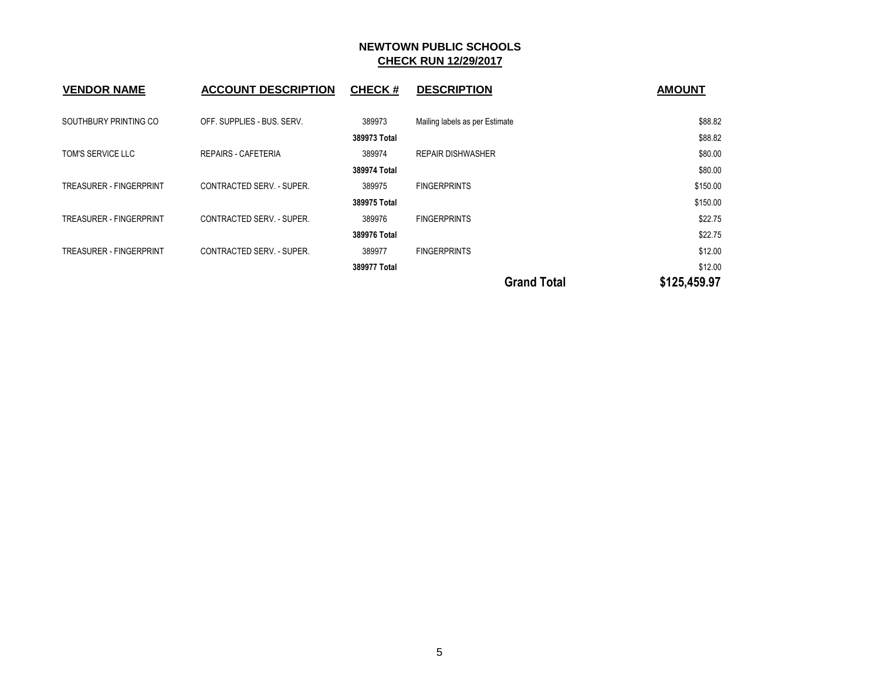## NEWTOWN PUBLIC SCHOOLS
## CHECK RUN 12/29/2017

| VENDOR NAME | ACCOUNT DESCRIPTION | CHECK # | DESCRIPTION | AMOUNT |
|---|---|---|---|---|
| SOUTHBURY PRINTING CO | OFF. SUPPLIES - BUS. SERV. | 389973 | Mailing labels as per Estimate | $88.82 |
| | | **389973 Total** | | $88.82 |
| TOM'S SERVICE LLC | REPAIRS - CAFETERIA | 389974 | REPAIR DISHWASHER | $80.00 |
| | | **389974 Total** | | $80.00 |
| TREASURER - FINGERPRINT | CONTRACTED SERV. - SUPER. | 389975 | FINGERPRINTS | $150.00 |
| | | **389975 Total** | | $150.00 |
| TREASURER - FINGERPRINT | CONTRACTED SERV. - SUPER. | 389976 | FINGERPRINTS | $22.75 |
| | | **389976 Total** | | $22.75 |
| TREASURER - FINGERPRINT | CONTRACTED SERV. - SUPER. | 389977 | FINGERPRINTS | $12.00 |
| | | **389977 Total** | | $12.00 |
| | | | **Grand Total** | **$125,459.97** |